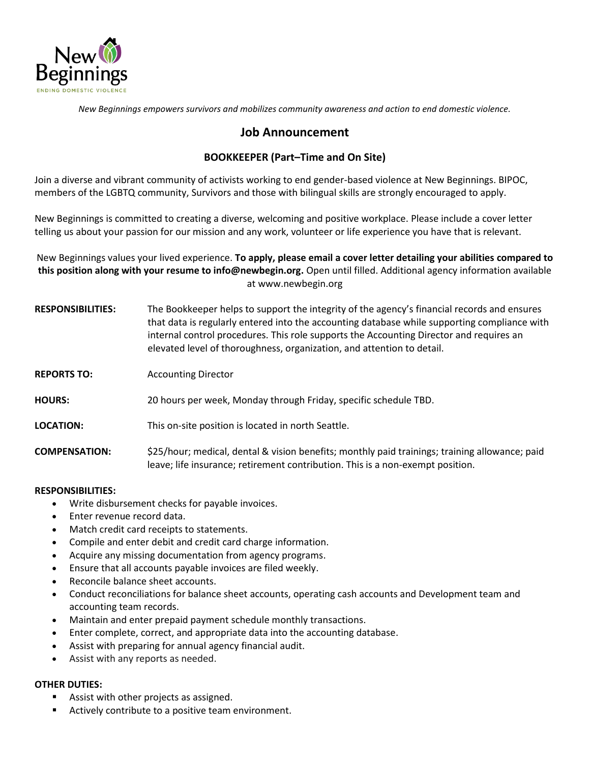New Beginnings

ENDING DOMESTIC VIOLENCE

*New Beginnings empowers survivors and mobilizes community awareness and action to end domestic violence.*

# Job Announcement

## BOOKKEEPER (Part–Time and On Site)

Join a diverse and vibrant community of activists working to end gender-based violence at New Beginnings. BIPOC, members of the LGBTQ community, Survivors and those with bilingual skills are strongly encouraged to apply.

New Beginnings is committed to creating a diverse, welcoming and positive workplace. Please include a cover letter telling us about your passion for our mission and any work, volunteer or life experience you have that is relevant.

New Beginnings values your lived experience. **To apply, please email a cover letter detailing your abilities compared to this position along with your resume to info@newbegin.org.** Open until filled. Additional agency information available at www.newbegin.org

**RESPONSIBILITIES:** The Bookkeeper helps to support the integrity of the agency's financial records and ensures that data is regularly entered into the accounting database while supporting compliance with internal control procedures. This role supports the Accounting Director and requires an elevated level of thoroughness, organization, and attention to detail.

**REPORTS TO:** Accounting Director

**HOURS:** 20 hours per week, Monday through Friday, specific schedule TBD.

**LOCATION:** This on-site position is located in north Seattle.

**COMPENSATION:** $25/hour; medical, dental & vision benefits; monthly paid trainings; training allowance; paid leave; life insurance; retirement contribution. This is a non-exempt position.

**RESPONSIBILITIES:**

- Write disbursement checks for payable invoices.
- Enter revenue record data.
- Match credit card receipts to statements.
- Compile and enter debit and credit card charge information.
- Acquire any missing documentation from agency programs.
- Ensure that all accounts payable invoices are filed weekly.
- Reconcile balance sheet accounts.
- Conduct reconciliations for balance sheet accounts, operating cash accounts and Development team and accounting team records.
- Maintain and enter prepaid payment schedule monthly transactions.
- Enter complete, correct, and appropriate data into the accounting database.
- Assist with preparing for annual agency financial audit.
- Assist with any reports as needed.

**OTHER DUTIES:**

- Assist with other projects as assigned.
- Actively contribute to a positive team environment.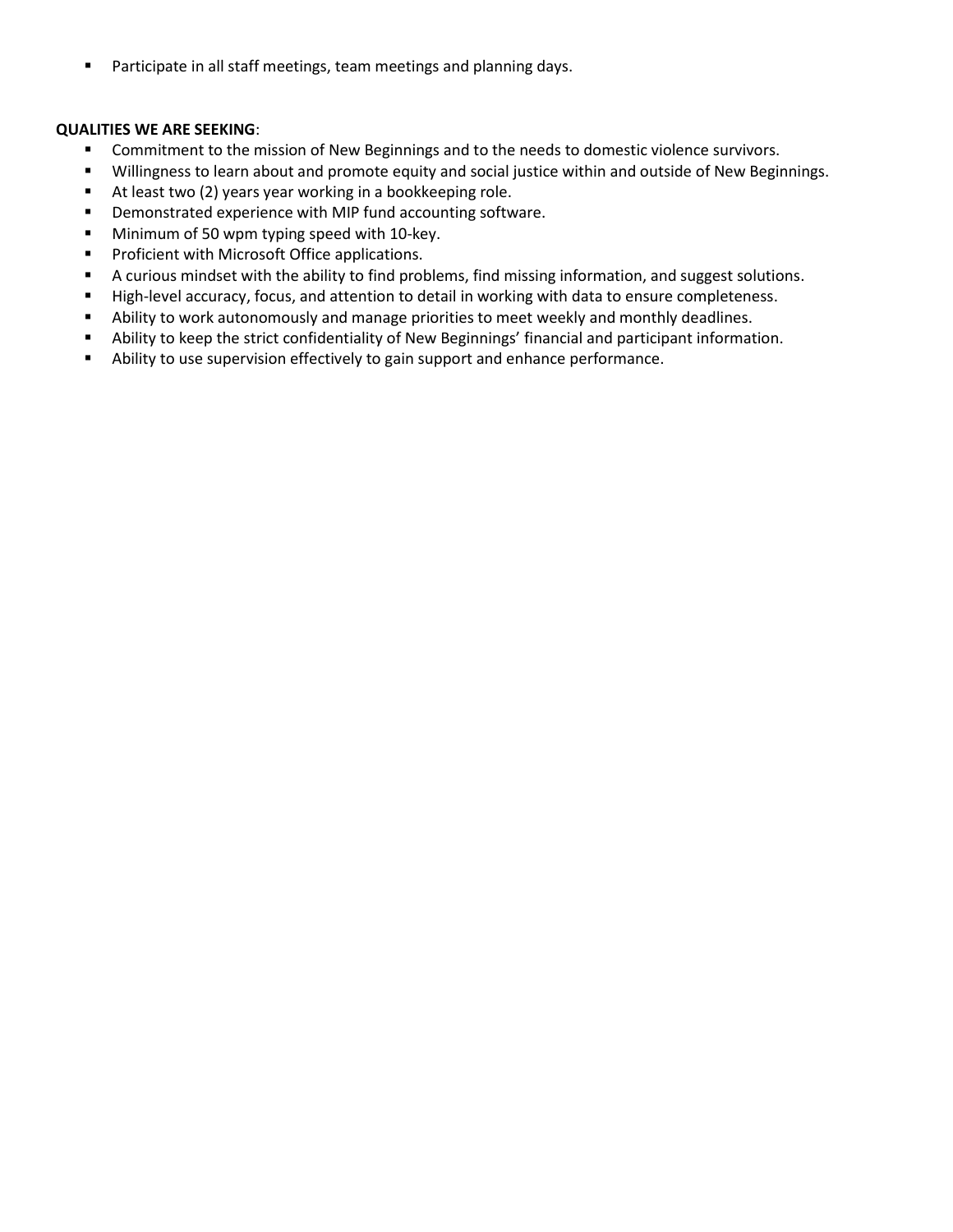- Participate in all staff meetings, team meetings and planning days.

**QUALITIES WE ARE SEEKING**:

- Commitment to the mission of New Beginnings and to the needs to domestic violence survivors.
- Willingness to learn about and promote equity and social justice within and outside of New Beginnings.
- At least two (2) years year working in a bookkeeping role.
- Demonstrated experience with MIP fund accounting software.
- Minimum of 50 wpm typing speed with 10-key.
- Proficient with Microsoft Office applications.
- A curious mindset with the ability to find problems, find missing information, and suggest solutions.
- High-level accuracy, focus, and attention to detail in working with data to ensure completeness.
- Ability to work autonomously and manage priorities to meet weekly and monthly deadlines.
- Ability to keep the strict confidentiality of New Beginnings' financial and participant information.
- Ability to use supervision effectively to gain support and enhance performance.